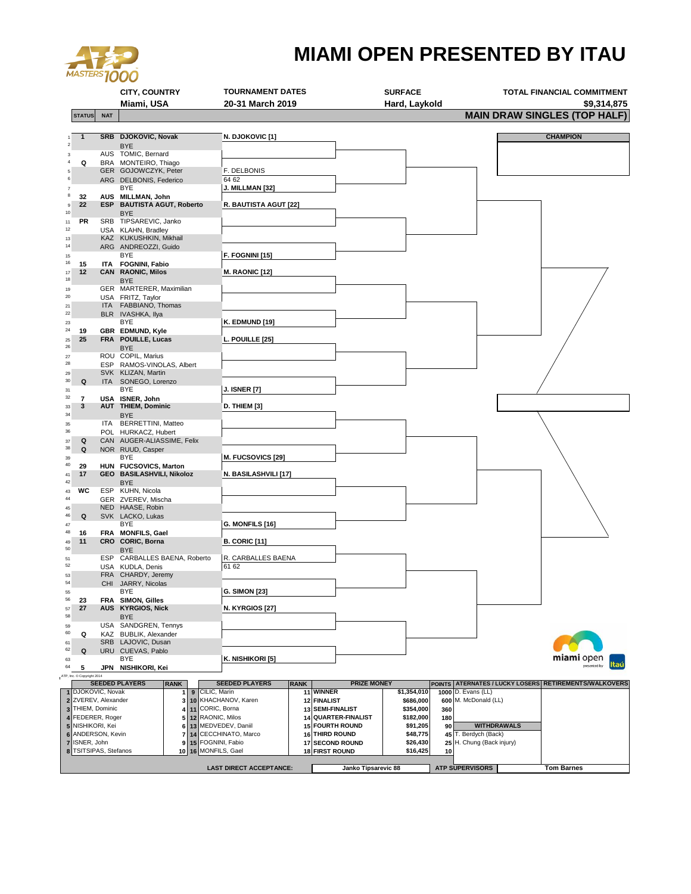# MIAMI OPEN PRESENTED BY ITAU

ATP MASTERS 1000

| CITY, COUNTRY | TOURNAMENT DATES | SURFACE | TOTAL FINANCIAL COMMITMENT |
|---|---|---|---|
| Miami, USA | 20-31 March 2019 | Hard, Laykold | $9,314,875 |

## MAIN DRAW SINGLES (TOP HALF)

| # | STATUS | NAT | Player | Second Round |
|---|---|---|---|---|
| 1 | 1 | SRB | DJOKOVIC, Novak | N. DJOKOVIC [1] |
| 2 | | | BYE | |
| 3 | | AUS | TOMIC, Bernard | |
| 4 | Q | BRA | MONTEIRO, Thiago | |
| 5 | | GER | GOJOWCZYK, Peter | F. DELBONIS |
| 6 | | ARG | DELBONIS, Federico | 64 62 |
| 7 | | | BYE | J. MILLMAN [32] |
| 8 | 32 | AUS | MILLMAN, John | |
| 9 | 22 | ESP | BAUTISTA AGUT, Roberto | R. BAUTISTA AGUT [22] |
| 10 | | | BYE | |
| 11 | PR | SRB | TIPSAREVIC, Janko | |
| 12 | | USA | KLAHN, Bradley | |
| 13 | | KAZ | KUKUSHKIN, Mikhail | |
| 14 | | ARG | ANDREOZZI, Guido | |
| 15 | | | BYE | F. FOGNINI [15] |
| 16 | 15 | ITA | FOGNINI, Fabio | |
| 17 | 12 | CAN | RAONIC, Milos | M. RAONIC [12] |
| 18 | | | BYE | |
| 19 | | GER | MARTERER, Maximilian | |
| 20 | | USA | FRITZ, Taylor | |
| 21 | | ITA | FABBIANO, Thomas | |
| 22 | | BLR | IVASHKA, Ilya | |
| 23 | | | BYE | K. EDMUND [19] |
| 24 | 19 | GBR | EDMUND, Kyle | |
| 25 | 25 | FRA | POUILLE, Lucas | L. POUILLE [25] |
| 26 | | | BYE | |
| 27 | | ROU | COPIL, Marius | |
| 28 | | ESP | RAMOS-VINOLAS, Albert | |
| 29 | | SVK | KLIZAN, Martin | |
| 30 | Q | ITA | SONEGO, Lorenzo | |
| 31 | | | BYE | J. ISNER [7] |
| 32 | 7 | USA | ISNER, John | |
| 33 | 3 | AUT | THIEM, Dominic | D. THIEM [3] |
| 34 | | | BYE | |
| 35 | | ITA | BERRETTINI, Matteo | |
| 36 | | POL | HURKACZ, Hubert | |
| 37 | Q | CAN | AUGER-ALIASSIME, Felix | |
| 38 | Q | NOR | RUUD, Casper | |
| 39 | | | BYE | M. FUCSOVICS [29] |
| 40 | 29 | HUN | FUCSOVICS, Marton | |
| 41 | 17 | GEO | BASILASHVILI, Nikoloz | N. BASILASHVILI [17] |
| 42 | | | BYE | |
| 43 | WC | ESP | KUHN, Nicola | |
| 44 | | GER | ZVEREV, Mischa | |
| 45 | | NED | HAASE, Robin | |
| 46 | Q | SVK | LACKO, Lukas | |
| 47 | | | BYE | G. MONFILS [16] |
| 48 | 16 | FRA | MONFILS, Gael | |
| 49 | 11 | CRO | CORIC, Borna | B. CORIC [11] |
| 50 | | | BYE | |
| 51 | | ESP | CARBALLES BAENA, Roberto | R. CARBALLES BAENA |
| 52 | | USA | KUDLA, Denis | 61 62 |
| 53 | | FRA | CHARDY, Jeremy | |
| 54 | | CHI | JARRY, Nicolas | |
| 55 | | | BYE | G. SIMON [23] |
| 56 | 23 | FRA | SIMON, Gilles | |
| 57 | 27 | AUS | KYRGIOS, Nick | N. KYRGIOS [27] |
| 58 | | | BYE | |
| 59 | | USA | SANDGREN, Tennys | |
| 60 | Q | KAZ | BUBLIK, Alexander | |
| 61 | | SRB | LAJOVIC, Dusan | |
| 62 | Q | URU | CUEVAS, Pablo | |
| 63 | | | BYE | K. NISHIKORI [5] |
| 64 | 5 | JPN | NISHIKORI, Kei | |

CHAMPION

ATP, Inc. © Copyright 2014

| | SEEDED PLAYERS | RANK | | SEEDED PLAYERS | RANK |
|---|---|---|---|---|---|
| 1 | DJOKOVIC, Novak | 1 | 9 | CILIC, Marin | 11 |
| 2 | ZVEREV, Alexander | 3 | 10 | KHACHANOV, Karen | 12 |
| 3 | THIEM, Dominic | 4 | 11 | CORIC, Borna | 13 |
| 4 | FEDERER, Roger | 5 | 12 | RAONIC, Milos | 14 |
| 5 | NISHIKORI, Kei | 6 | 13 | MEDVEDEV, Daniil | 15 |
| 6 | ANDERSON, Kevin | 7 | 14 | CECCHINATO, Marco | 16 |
| 7 | ISNER, John | 9 | 15 | FOGNINI, Fabio | 17 |
| 8 | TSITSIPAS, Stefanos | 10 | 16 | MONFILS, Gael | 18 |

| PRIZE MONEY | | POINTS |
|---|---|---|
| WINNER | $1,354,010 | 1000 |
| FINALIST | $686,000 | 600 |
| SEMI-FINALIST | $354,000 | 360 |
| QUARTER-FINALIST | $182,000 | 180 |
| FOURTH ROUND | $91,205 | 90 |
| THIRD ROUND | $48,775 | 45 |
| SECOND ROUND | $26,430 | 25 |
| FIRST ROUND | $16,425 | 10 |

**ATERNATES / LUCKY LOSERS**
- D. Evans (LL)
- M. McDonald (LL)

**WITHDRAWALS**
- T. Berdych (Back)
- H. Chung (Back injury)

**RETIREMENTS/WALKOVERS**

LAST DIRECT ACCEPTANCE: Janko Tipsarevic 88

ATP SUPERVISORS: Tom Barnes

miami open presented by Itaú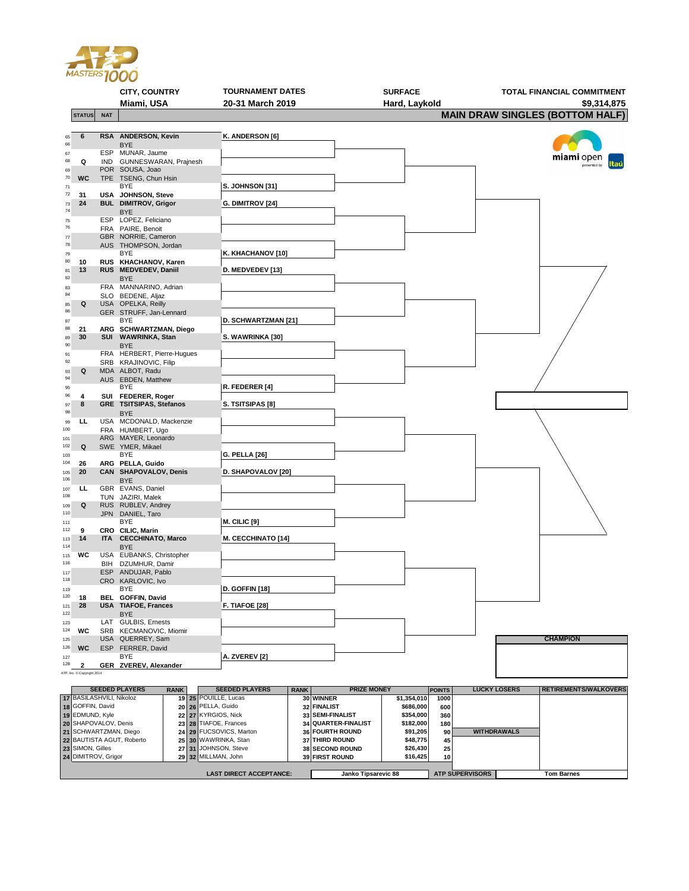**ATP MASTERS 1000**

| CITY, COUNTRY | TOURNAMENT DATES | SURFACE | TOTAL FINANCIAL COMMITMENT |
|---|---|---|---|
| Miami, USA | 20-31 March 2019 | Hard, Laykold | $9,314,875 |

## MAIN DRAW SINGLES (BOTTOM HALF)

miami open presented by Itaú

| # | STATUS | NAT | Player | Second Round |
|---|---|---|---|---|
| 65 | 6 | RSA | ANDERSON, Kevin | K. ANDERSON [6] |
| 66 | | | BYE | |
| 67 | | ESP | MUNAR, Jaume | |
| 68 | Q | IND | GUNNESWARAN, Prajnesh | |
| 69 | | POR | SOUSA, Joao | |
| 70 | WC | TPE | TSENG, Chun Hsin | |
| 71 | | | BYE | S. JOHNSON [31] |
| 72 | 31 | USA | JOHNSON, Steve | |
| 73 | 24 | BUL | DIMITROV, Grigor | G. DIMITROV [24] |
| 74 | | | BYE | |
| 75 | | ESP | LOPEZ, Feliciano | |
| 76 | | FRA | PAIRE, Benoit | |
| 77 | | GBR | NORRIE, Cameron | |
| 78 | | AUS | THOMPSON, Jordan | |
| 79 | | | BYE | K. KHACHANOV [10] |
| 80 | 10 | RUS | KHACHANOV, Karen | |
| 81 | 13 | RUS | MEDVEDEV, Daniil | D. MEDVEDEV [13] |
| 82 | | | BYE | |
| 83 | | FRA | MANNARINO, Adrian | |
| 84 | | SLO | BEDENE, Aljaz | |
| 85 | Q | USA | OPELKA, Reilly | |
| 86 | | GER | STRUFF, Jan-Lennard | |
| 87 | | | BYE | D. SCHWARTZMAN [21] |
| 88 | 21 | ARG | SCHWARTZMAN, Diego | |
| 89 | 30 | SUI | WAWRINKA, Stan | S. WAWRINKA [30] |
| 90 | | | BYE | |
| 91 | | FRA | HERBERT, Pierre-Hugues | |
| 92 | | SRB | KRAJINOVIC, Filip | |
| 93 | Q | MDA | ALBOT, Radu | |
| 94 | | AUS | EBDEN, Matthew | |
| 95 | | | BYE | R. FEDERER [4] |
| 96 | 4 | SUI | FEDERER, Roger | |
| 97 | 8 | GRE | TSITSIPAS, Stefanos | S. TSITSIPAS [8] |
| 98 | | | BYE | |
| 99 | LL | USA | MCDONALD, Mackenzie | |
| 100 | | FRA | HUMBERT, Ugo | |
| 101 | | ARG | MAYER, Leonardo | |
| 102 | Q | SWE | YMER, Mikael | |
| 103 | | | BYE | G. PELLA [26] |
| 104 | 26 | ARG | PELLA, Guido | |
| 105 | 20 | CAN | SHAPOVALOV, Denis | D. SHAPOVALOV [20] |
| 106 | | | BYE | |
| 107 | LL | GBR | EVANS, Daniel | |
| 108 | | TUN | JAZIRI, Malek | |
| 109 | Q | RUS | RUBLEV, Andrey | |
| 110 | | JPN | DANIEL, Taro | |
| 111 | | | BYE | M. CILIC [9] |
| 112 | 9 | CRO | CILIC, Marin | |
| 113 | 14 | ITA | CECCHINATO, Marco | M. CECCHINATO [14] |
| 114 | | | BYE | |
| 115 | WC | USA | EUBANKS, Christopher | |
| 116 | | BIH | DZUMHUR, Damir | |
| 117 | | ESP | ANDUJAR, Pablo | |
| 118 | | CRO | KARLOVIC, Ivo | |
| 119 | | | BYE | D. GOFFIN [18] |
| 120 | 18 | BEL | GOFFIN, David | |
| 121 | 28 | USA | TIAFOE, Frances | F. TIAFOE [28] |
| 122 | | | BYE | |
| 123 | | LAT | GULBIS, Ernests | |
| 124 | WC | SRB | KECMANOVIC, Miomir | |
| 125 | | USA | QUERREY, Sam | |
| 126 | WC | ESP | FERRER, David | |
| 127 | | | BYE | A. ZVEREV [2] |
| 128 | 2 | GER | ZVEREV, Alexander | |

CHAMPION

ATP, Inc. © Copyright 2014

| | SEEDED PLAYERS | RANK | | SEEDED PLAYERS | RANK | | PRIZE MONEY | | POINTS | LUCKY LOSERS | RETIREMENTS/WALKOVERS |
|---|---|---|---|---|---|---|---|---|---|---|---|
| 17 | BASILASHVILI, Nikoloz | 19 | 25 | POUILLE, Lucas | 30 | WINNER | | $1,354,010 | 1000 | | |
| 18 | GOFFIN, David | 20 | 26 | PELLA, Guido | 32 | FINALIST | | $686,000 | 600 | | |
| 19 | EDMUND, Kyle | 22 | 27 | KYRGIOS, Nick | 33 | SEMI-FINALIST | | $354,000 | 360 | | |
| 20 | SHAPOVALOV, Denis | 23 | 28 | TIAFOE, Frances | 34 | QUARTER-FINALIST | | $182,000 | 180 | | |
| 21 | SCHWARTZMAN, Diego | 24 | 29 | FUCSOVICS, Marton | 36 | FOURTH ROUND | | $91,205 | 90 | WITHDRAWALS | |
| 22 | BAUTISTA AGUT, Roberto | 25 | 30 | WAWRINKA, Stan | 37 | THIRD ROUND | | $48,775 | 45 | | |
| 23 | SIMON, Gilles | 27 | 31 | JOHNSON, Steve | 38 | SECOND ROUND | | $26,430 | 25 | | |
| 24 | DIMITROV, Grigor | 29 | 32 | MILLMAN, John | 39 | FIRST ROUND | | $16,425 | 10 | | |

LAST DIRECT ACCEPTANCE: Janko Tipsarevic 88 | ATP SUPERVISORS: Tom Barnes